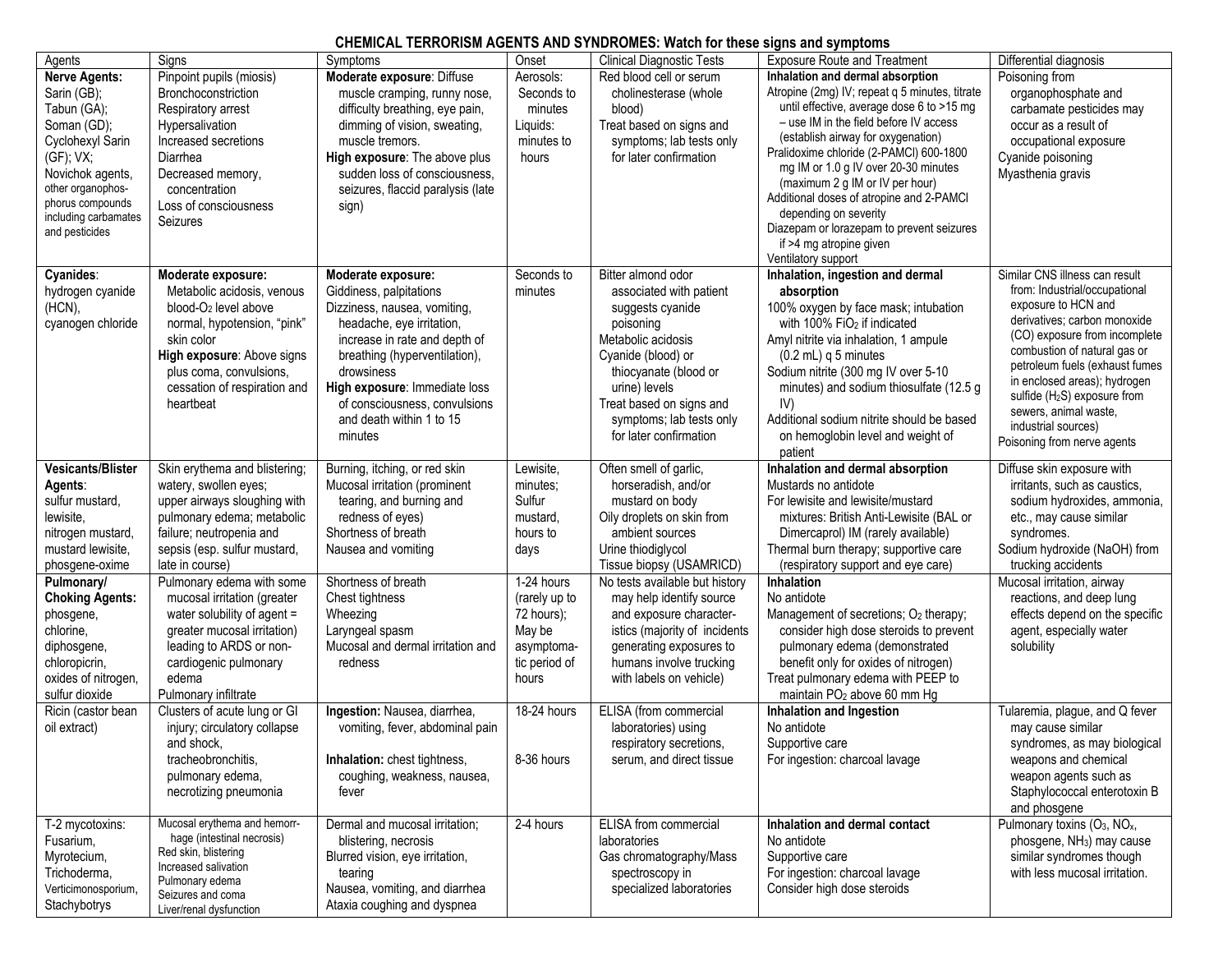# CHEMICAL TERRORISM AGENTS AND SYNDROMES: Watch for these signs and symptoms

| Agents | Signs | Symptoms | Onset | Clinical Diagnostic Tests | Exposure Route and Treatment | Differential diagnosis |
|---|---|---|---|---|---|---|
| **Nerve Agents:** Sarin (GB); Tabun (GA); Soman (GD); Cyclohexyl Sarin (GF); VX; Novichok agents, other organophosphorus compounds including carbamates and pesticides | Pinpoint pupils (miosis)<br>Bronchoconstriction<br>Respiratory arrest<br>Hypersalivation<br>Increased secretions<br>Diarrhea<br>Decreased memory, concentration<br>Loss of consciousness<br>Seizures | **Moderate exposure**: Diffuse muscle cramping, runny nose, difficulty breathing, eye pain, dimming of vision, sweating, muscle tremors.<br>**High exposure**: The above plus sudden loss of consciousness, seizures, flaccid paralysis (late sign) | Aerosols: Seconds to minutes<br>Liquids: minutes to hours | Red blood cell or serum cholinesterase (whole blood)<br>Treat based on signs and symptoms; lab tests only for later confirmation | **Inhalation and dermal absorption**<br>Atropine (2mg) IV; repeat q 5 minutes, titrate until effective, average dose 6 to >15 mg – use IM in the field before IV access (establish airway for oxygenation)<br>Pralidoxime chloride (2-PAMCl) 600-1800 mg IM or 1.0 g IV over 20-30 minutes (maximum 2 g IM or IV per hour)<br>Additional doses of atropine and 2-PAMCl depending on severity<br>Diazepam or lorazepam to prevent seizures if >4 mg atropine given<br>Ventilatory support | Poisoning from organophosphate and carbamate pesticides may occur as a result of occupational exposure<br>Cyanide poisoning<br>Myasthenia gravis |
| **Cyanides**: hydrogen cyanide (HCN), cyanogen chloride | **Moderate exposure:** Metabolic acidosis, venous blood-$O_2$ level above normal, hypotension, "pink" skin color<br>**High exposure**: Above signs plus coma, convulsions, cessation of respiration and heartbeat | **Moderate exposure:** Giddiness, palpitations Dizziness, nausea, vomiting, headache, eye irritation, increase in rate and depth of breathing (hyperventilation), drowsiness<br>**High exposure**: Immediate loss of consciousness, convulsions and death within 1 to 15 minutes | Seconds to minutes | Bitter almond odor associated with patient suggests cyanide poisoning<br>Metabolic acidosis<br>Cyanide (blood) or thiocyanate (blood or urine) levels<br>Treat based on signs and symptoms; lab tests only for later confirmation | **Inhalation, ingestion and dermal absorption**<br>100% oxygen by face mask; intubation with 100% $FiO_2$ if indicated<br>Amyl nitrite via inhalation, 1 ampule (0.2 mL) q 5 minutes<br>Sodium nitrite (300 mg IV over 5-10 minutes) and sodium thiosulfate (12.5 g IV)<br>Additional sodium nitrite should be based on hemoglobin level and weight of patient | Similar CNS illness can result from: Industrial/occupational exposure to HCN and derivatives; carbon monoxide (CO) exposure from incomplete combustion of natural gas or petroleum fuels (exhaust fumes in enclosed areas); hydrogen sulfide ($H_2S$) exposure from sewers, animal waste, industrial sources)<br>Poisoning from nerve agents |
| **Vesicants/Blister Agents**: sulfur mustard, lewisite, nitrogen mustard, mustard lewisite, phosgene-oxime | Skin erythema and blistering; watery, swollen eyes; upper airways sloughing with pulmonary edema; metabolic failure; neutropenia and sepsis (esp. sulfur mustard, late in course) | Burning, itching, or red skin<br>Mucosal irritation (prominent tearing, and burning and redness of eyes)<br>Shortness of breath<br>Nausea and vomiting | Lewisite, minutes; Sulfur mustard, hours to days | Often smell of garlic, horseradish, and/or mustard on body<br>Oily droplets on skin from ambient sources<br>Urine thiodiglycol<br>Tissue biopsy (USAMRICD) | **Inhalation and dermal absorption**<br>Mustards no antidote<br>For lewisite and lewisite/mustard mixtures: British Anti-Lewisite (BAL or Dimercaprol) IM (rarely available)<br>Thermal burn therapy; supportive care (respiratory support and eye care) | Diffuse skin exposure with irritants, such as caustics, sodium hydroxides, ammonia, etc., may cause similar syndromes.<br>Sodium hydroxide (NaOH) from trucking accidents |
| **Pulmonary/ Choking Agents:** phosgene, chlorine, diphosgene, chloropicrin, oxides of nitrogen, sulfur dioxide | Pulmonary edema with some mucosal irritation (greater water solubility of agent = greater mucosal irritation) leading to ARDS or non-cardiogenic pulmonary edema<br>Pulmonary infiltrate | Shortness of breath<br>Chest tightness<br>Wheezing<br>Laryngeal spasm<br>Mucosal and dermal irritation and redness | 1-24 hours (rarely up to 72 hours); May be asymptomatic period of hours | No tests available but history may help identify source and exposure characteristics (majority of incidents generating exposures to humans involve trucking with labels on vehicle) | **Inhalation**<br>No antidote<br>Management of secretions; $O_2$ therapy; consider high dose steroids to prevent pulmonary edema (demonstrated benefit only for oxides of nitrogen)<br>Treat pulmonary edema with PEEP to maintain $PO_2$ above 60 mm Hg | Mucosal irritation, airway reactions, and deep lung effects depend on the specific agent, especially water solubility |
| Ricin (castor bean oil extract) | Clusters of acute lung or GI injury; circulatory collapse and shock, tracheobronchitis, pulmonary edema, necrotizing pneumonia | **Ingestion:** Nausea, diarrhea, vomiting, fever, abdominal pain<br><br>**Inhalation:** chest tightness, coughing, weakness, nausea, fever | 18-24 hours<br><br>8-36 hours | ELISA (from commercial laboratories) using respiratory secretions, serum, and direct tissue | **Inhalation and Ingestion**<br>No antidote<br>Supportive care<br>For ingestion: charcoal lavage | Tularemia, plague, and Q fever may cause similar syndromes, as may biological weapons and chemical weapon agents such as Staphylococcal enterotoxin B and phosgene |
| T-2 mycotoxins: Fusarium, Myrotecium, Trichoderma, Verticimonosporium, Stachybotrys | Mucosal erythema and hemorrhage (intestinal necrosis)<br>Red skin, blistering<br>Increased salivation<br>Pulmonary edema<br>Seizures and coma<br>Liver/renal dysfunction | Dermal and mucosal irritation; blistering, necrosis<br>Blurred vision, eye irritation, tearing<br>Nausea, vomiting, and diarrhea<br>Ataxia coughing and dyspnea | 2-4 hours | ELISA from commercial laboratories<br>Gas chromatography/Mass spectroscopy in specialized laboratories | **Inhalation and dermal contact**<br>No antidote<br>Supportive care<br>For ingestion: charcoal lavage<br>Consider high dose steroids | Pulmonary toxins ($O_3$, $NO_x$, phosgene, $NH_3$) may cause similar syndromes though with less mucosal irritation. |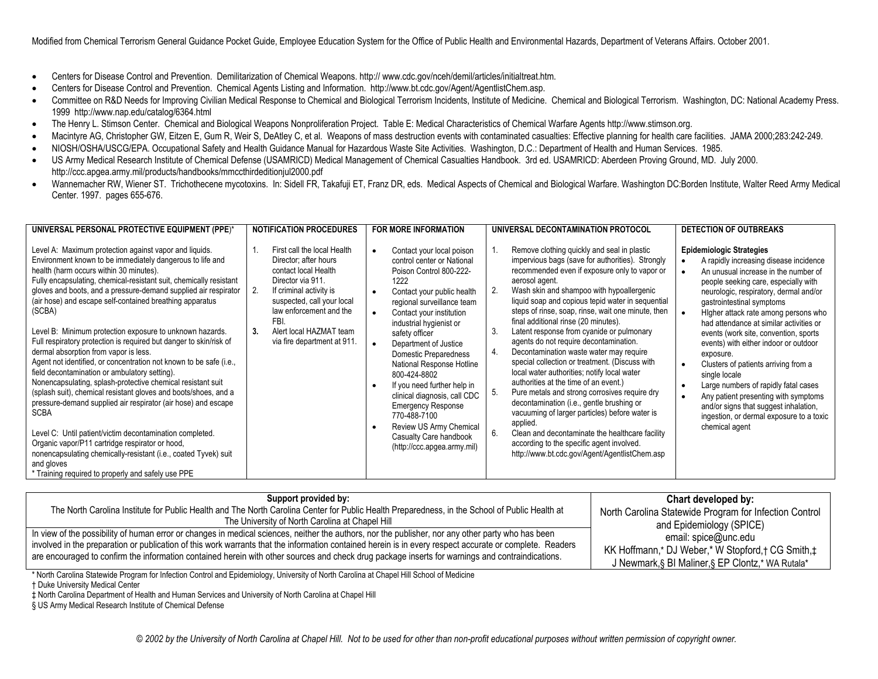Modified from Chemical Terrorism General Guidance Pocket Guide, Employee Education System for the Office of Public Health and Environmental Hazards, Department of Veterans Affairs. October 2001.

- Centers for Disease Control and Prevention. Demilitarization of Chemical Weapons. http:// www.cdc.gov/nceh/demil/articles/initialtreat.htm.
- Centers for Disease Control and Prevention. Chemical Agents Listing and Information. http://www.bt.cdc.gov/Agent/AgentlistChem.asp.
- Committee on R&D Needs for Improving Civilian Medical Response to Chemical and Biological Terrorism Incidents, Institute of Medicine. Chemical and Biological Terrorism. Washington, DC: National Academy Press. 1999 http://www.nap.edu/catalog/6364.html
- The Henry L. Stimson Center. Chemical and Biological Weapons Nonproliferation Project. Table E: Medical Characteristics of Chemical Warfare Agents http://www.stimson.org.
- Macintyre AG, Christopher GW, Eitzen E, Gum R, Weir S, DeAtley C, et al. Weapons of mass destruction events with contaminated casualties: Effective planning for health care facilities. JAMA 2000;283:242-249.
- NIOSH/OSHA/USCG/EPA. Occupational Safety and Health Guidance Manual for Hazardous Waste Site Activities. Washington, D.C.: Department of Health and Human Services. 1985.
- US Army Medical Research Institute of Chemical Defense (USAMRICD) Medical Management of Chemical Casualties Handbook. 3rd ed. USAMRICD: Aberdeen Proving Ground, MD. July 2000. http://ccc.apgea.army.mil/products/handbooks/mmccthirdeditionjul2000.pdf
- Wannemacher RW, Wiener ST. Trichothecene mycotoxins. In: Sidell FR, Takafuji ET, Franz DR, eds. Medical Aspects of Chemical and Biological Warfare. Washington DC:Borden Institute, Walter Reed Army Medical Center. 1997. pages 655-676.

| UNIVERSAL PERSONAL PROTECTIVE EQUIPMENT (PPE)* | NOTIFICATION PROCEDURES | FOR MORE INFORMATION | UNIVERSAL DECONTAMINATION PROTOCOL | DETECTION OF OUTBREAKS |
|---|---|---|---|---|
| Level A: Maximum protection against vapor and liquids. Environment known to be immediately dangerous to life and health (harm occurs within 30 minutes). Fully encapsulating, chemical-resistant suit, chemically resistant gloves and boots, and a pressure-demand supplied air respirator (air hose) and escape self-contained breathing apparatus (SCBA)<br><br>Level B: Minimum protection exposure to unknown hazards. Full respiratory protection is required but danger to skin/risk of dermal absorption from vapor is less. Agent not identified, or concentration not known to be safe (i.e., field decontamination or ambulatory setting). Nonencapsulating, splash-protective chemical resistant suit (splash suit), chemical resistant gloves and boots/shoes, and a pressure-demand supplied air respirator (air hose) and escape SCBA<br><br>Level C: Until patient/victim decontamination completed. Organic vapor/P11 cartridge respirator or hood, nonencapsulating chemically-resistant (i.e., coated Tyvek) suit and gloves<br>* Training required to properly and safely use PPE | 1. First call the local Health Director; after hours contact local Health Director via 911.<br>2. If criminal activity is suspected, call your local law enforcement and the FBI.<br>3. Alert local HAZMAT team via fire department at 911. | • Contact your local poison control center or National Poison Control 800-222-1222<br>• Contact your public health regional surveillance team<br>• Contact your institution industrial hygienist or safety officer<br>• Department of Justice Domestic Preparedness National Response Hotline 800-424-8802<br>• If you need further help in clinical diagnosis, call CDC Emergency Response 770-488-7100<br>• Review US Army Chemical Casualty Care handbook (http://ccc.apgea.army.mil) | 1. Remove clothing quickly and seal in plastic impervious bags (save for authorities). Strongly recommended even if exposure only to vapor or aerosol agent.<br>2. Wash skin and shampoo with hypoallergenic liquid soap and copious tepid water in sequential steps of rinse, soap, rinse, wait one minute, then final additional rinse (20 minutes).<br>3. Latent response from cyanide or pulmonary agents do not require decontamination.<br>4. Decontamination waste water may require special collection or treatment. (Discuss with local water authorities; notify local water authorities at the time of an event.)<br>5. Pure metals and strong corrosives require dry decontamination (i.e., gentle brushing or vacuuming of larger particles) before water is applied.<br>6. Clean and decontaminate the healthcare facility according to the specific agent involved. http://www.bt.cdc.gov/Agent/AgentlistChem.asp | **Epidemiologic Strategies**<br>• A rapidly increasing disease incidence<br>• An unusual increase in the number of people seeking care, especially with neurologic, respiratory, dermal and/or gastrointestinal symptoms<br>• HIgher attack rate among persons who had attendance at similar activities or events (work site, convention, sports events) with either indoor or outdoor exposure.<br>• Clusters of patients arriving from a single locale<br>• Large numbers of rapidly fatal cases<br>• Any patient presenting with symptoms and/or signs that suggest inhalation, ingestion, or dermal exposure to a toxic chemical agent |

| **Support provided by:** | **Chart developed by:** |
|---|---|
| The North Carolina Institute for Public Health and The North Carolina Center for Public Health Preparedness, in the School of Public Health at The University of North Carolina at Chapel Hill | North Carolina Statewide Program for Infection Control and Epidemiology (SPICE)<br>email: spice@unc.edu<br>KK Hoffmann,* DJ Weber,* W Stopford,† CG Smith,‡ J Newmark,§ BI Maliner,§ EP Clontz,* WA Rutala* |
| In view of the possibility of human error or changes in medical sciences, neither the authors, nor the publisher, nor any other party who has been involved in the preparation or publication of this work warrants that the information contained herein is in every respect accurate or complete. Readers are encouraged to confirm the information contained herein with other sources and check drug package inserts for warnings and contraindications. | |

\* North Carolina Statewide Program for Infection Control and Epidemiology, University of North Carolina at Chapel Hill School of Medicine
† Duke University Medical Center
‡ North Carolina Department of Health and Human Services and University of North Carolina at Chapel Hill
§ US Army Medical Research Institute of Chemical Defense

*© 2002 by the University of North Carolina at Chapel Hill. Not to be used for other than non-profit educational purposes without written permission of copyright owner.*